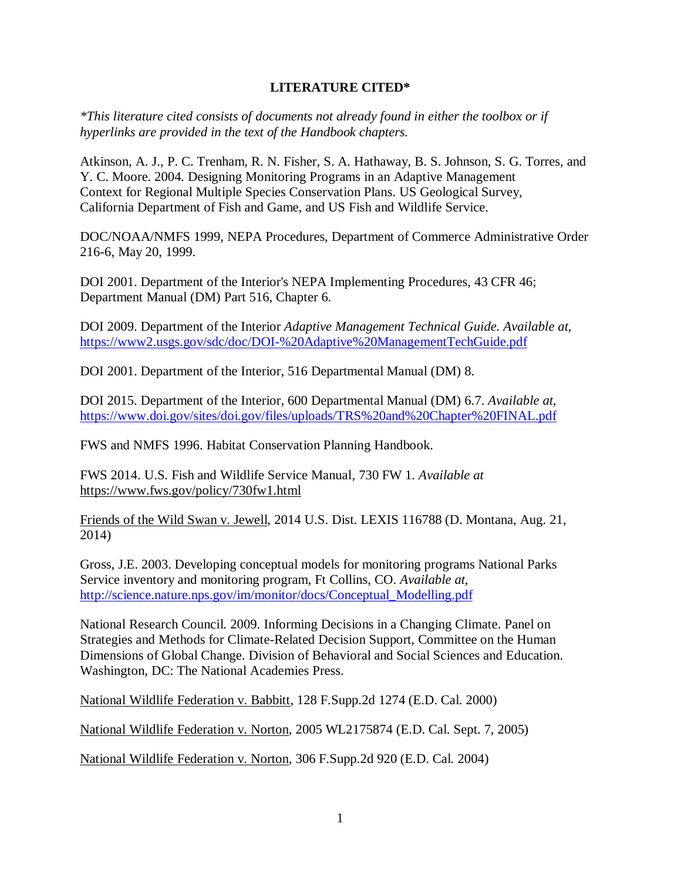**LITERATURE CITED***

*\*This literature cited consists of documents not already found in either the toolbox or if hyperlinks are provided in the text of the Handbook chapters.*

Atkinson, A. J., P. C. Trenham, R. N. Fisher, S. A. Hathaway, B. S. Johnson, S. G. Torres, and Y. C. Moore. 2004. Designing Monitoring Programs in an Adaptive Management Context for Regional Multiple Species Conservation Plans. US Geological Survey, California Department of Fish and Game, and US Fish and Wildlife Service.

DOC/NOAA/NMFS 1999, NEPA Procedures, Department of Commerce Administrative Order 216-6, May 20, 1999.

DOI 2001. Department of the Interior's NEPA Implementing Procedures, 43 CFR 46; Department Manual (DM) Part 516, Chapter 6.

DOI 2009. Department of the Interior *Adaptive Management Technical Guide. Available at,* https://www2.usgs.gov/sdc/doc/DOI-%20Adaptive%20ManagementTechGuide.pdf

DOI 2001. Department of the Interior, 516 Departmental Manual (DM) 8.

DOI 2015. Department of the Interior, 600 Departmental Manual (DM) 6.7. *Available at*, https://www.doi.gov/sites/doi.gov/files/uploads/TRS%20and%20Chapter%20FINAL.pdf

FWS and NMFS 1996. Habitat Conservation Planning Handbook.

FWS 2014. U.S. Fish and Wildlife Service Manual, 730 FW 1. *Available at* https://www.fws.gov/policy/730fw1.html

Friends of the Wild Swan v. Jewell, 2014 U.S. Dist. LEXIS 116788 (D. Montana, Aug. 21, 2014)

Gross, J.E. 2003. Developing conceptual models for monitoring programs National Parks Service inventory and monitoring program, Ft Collins, CO. *Available at*, http://science.nature.nps.gov/im/monitor/docs/Conceptual_Modelling.pdf

National Research Council. 2009. Informing Decisions in a Changing Climate. Panel on Strategies and Methods for Climate-Related Decision Support, Committee on the Human Dimensions of Global Change. Division of Behavioral and Social Sciences and Education. Washington, DC: The National Academies Press.

National Wildlife Federation v. Babbitt, 128 F.Supp.2d 1274 (E.D. Cal. 2000)

National Wildlife Federation v. Norton, 2005 WL2175874 (E.D. Cal. Sept. 7, 2005)

National Wildlife Federation v. Norton, 306 F.Supp.2d 920 (E.D. Cal. 2004)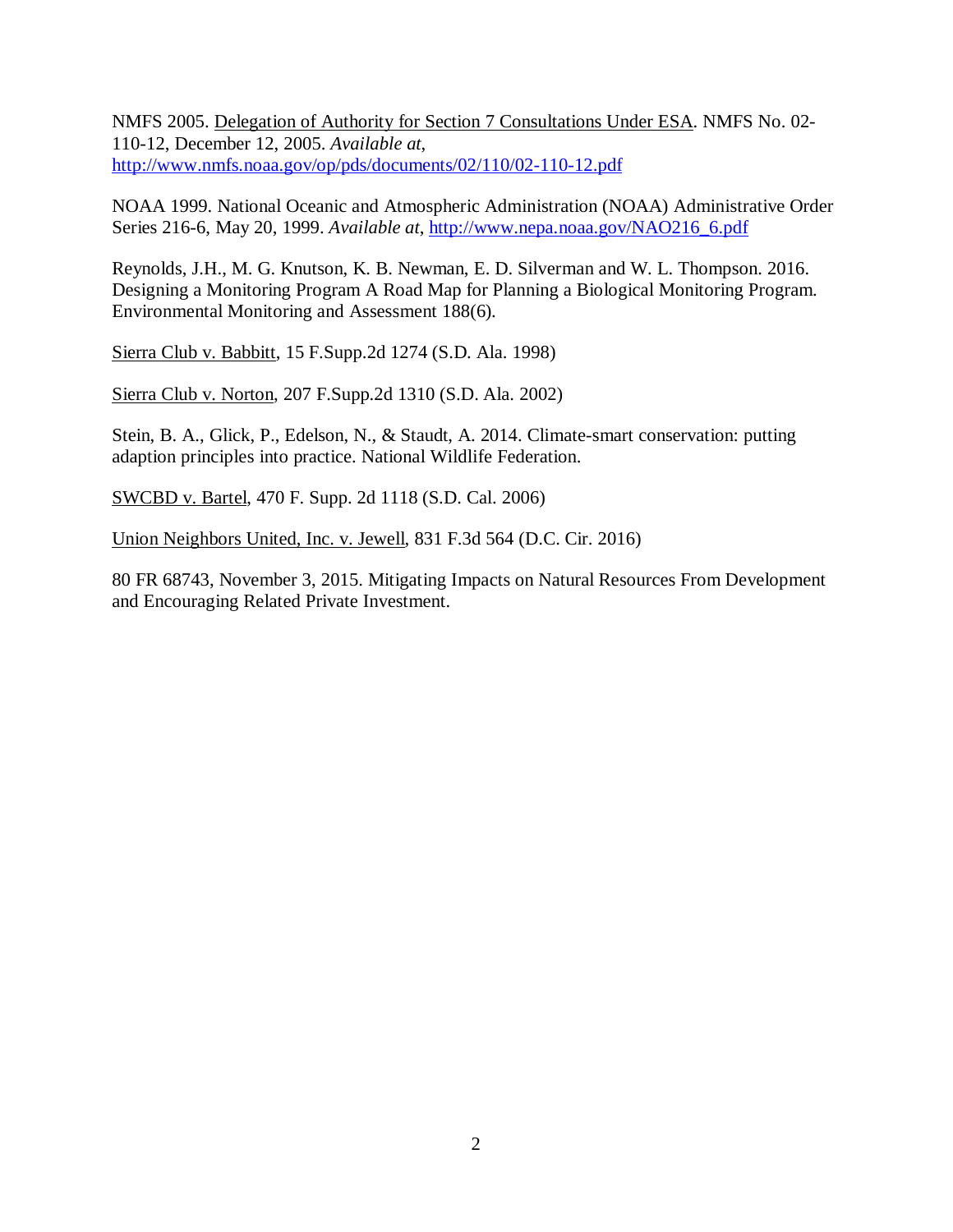NMFS 2005. Delegation of Authority for Section 7 Consultations Under ESA. NMFS No. 02-110-12, December 12, 2005. *Available at*, http://www.nmfs.noaa.gov/op/pds/documents/02/110/02-110-12.pdf

NOAA 1999. National Oceanic and Atmospheric Administration (NOAA) Administrative Order Series 216-6, May 20, 1999. *Available at*, http://www.nepa.noaa.gov/NAO216_6.pdf

Reynolds, J.H., M. G. Knutson, K. B. Newman, E. D. Silverman and W. L. Thompson. 2016. Designing a Monitoring Program A Road Map for Planning a Biological Monitoring Program. Environmental Monitoring and Assessment 188(6).

Sierra Club v. Babbitt, 15 F.Supp.2d 1274 (S.D. Ala. 1998)

Sierra Club v. Norton, 207 F.Supp.2d 1310 (S.D. Ala. 2002)

Stein, B. A., Glick, P., Edelson, N., & Staudt, A. 2014. Climate-smart conservation: putting adaption principles into practice. National Wildlife Federation.

SWCBD v. Bartel, 470 F. Supp. 2d 1118 (S.D. Cal. 2006)

Union Neighbors United, Inc. v. Jewell, 831 F.3d 564 (D.C. Cir. 2016)

80 FR 68743, November 3, 2015. Mitigating Impacts on Natural Resources From Development and Encouraging Related Private Investment.